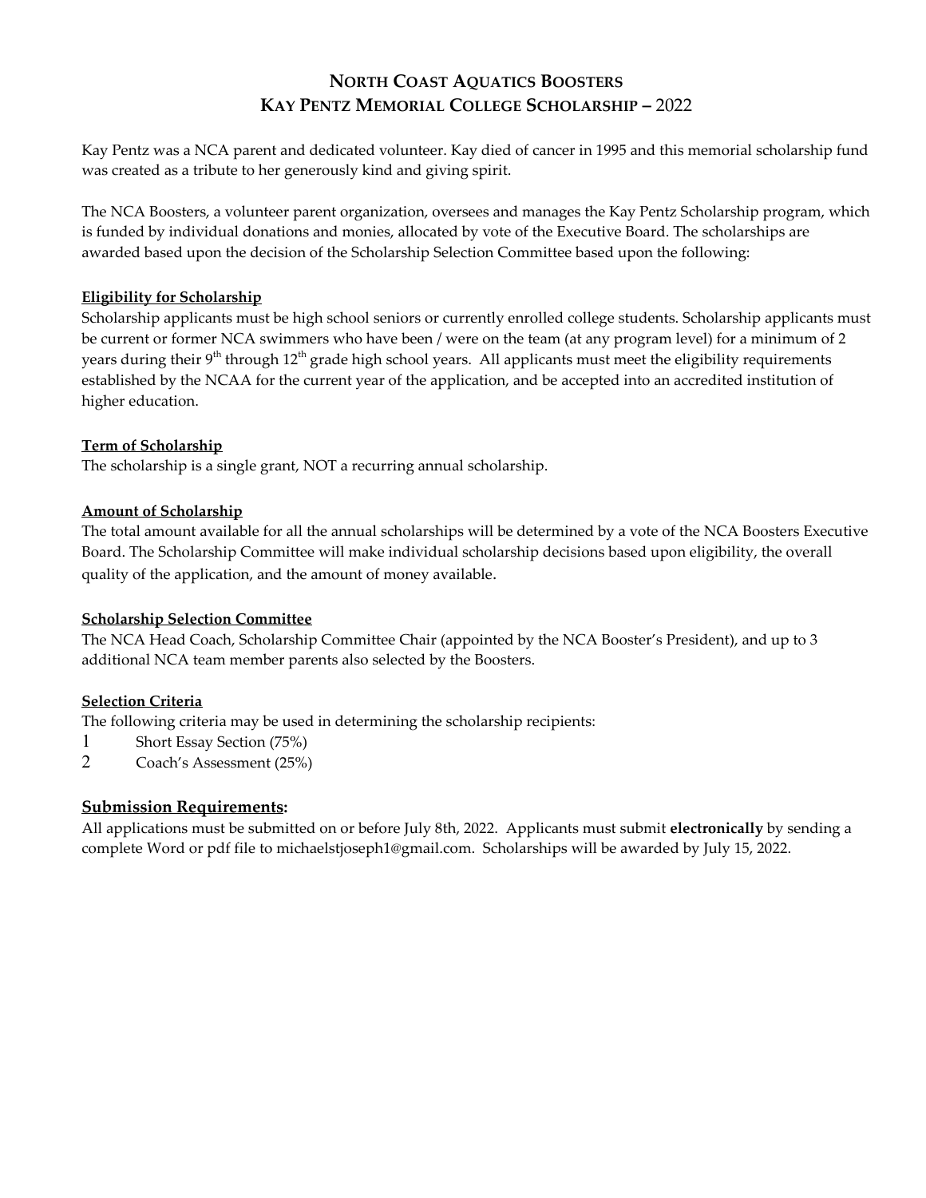# NORTH COAST AQUATICS BOOSTERS
# KAY PENTZ MEMORIAL COLLEGE SCHOLARSHIP – 2022

Kay Pentz was a NCA parent and dedicated volunteer. Kay died of cancer in 1995 and this memorial scholarship fund was created as a tribute to her generously kind and giving spirit.

The NCA Boosters, a volunteer parent organization, oversees and manages the Kay Pentz Scholarship program, which is funded by individual donations and monies, allocated by vote of the Executive Board. The scholarships are awarded based upon the decision of the Scholarship Selection Committee based upon the following:

**Eligibility for Scholarship**

Scholarship applicants must be high school seniors or currently enrolled college students. Scholarship applicants must be current or former NCA swimmers who have been / were on the team (at any program level) for a minimum of 2 years during their 9th through 12th grade high school years. All applicants must meet the eligibility requirements established by the NCAA for the current year of the application, and be accepted into an accredited institution of higher education.

**Term of Scholarship**

The scholarship is a single grant, NOT a recurring annual scholarship.

**Amount of Scholarship**

The total amount available for all the annual scholarships will be determined by a vote of the NCA Boosters Executive Board. The Scholarship Committee will make individual scholarship decisions based upon eligibility, the overall quality of the application, and the amount of money available.

**Scholarship Selection Committee**

The NCA Head Coach, Scholarship Committee Chair (appointed by the NCA Booster's President), and up to 3 additional NCA team member parents also selected by the Boosters.

**Selection Criteria**

The following criteria may be used in determining the scholarship recipients:

1. Short Essay Section (75%)
2. Coach's Assessment (25%)

## Submission Requirements:

All applications must be submitted on or before July 8th, 2022. Applicants must submit **electronically** by sending a complete Word or pdf file to michaelstjoseph1@gmail.com. Scholarships will be awarded by July 15, 2022.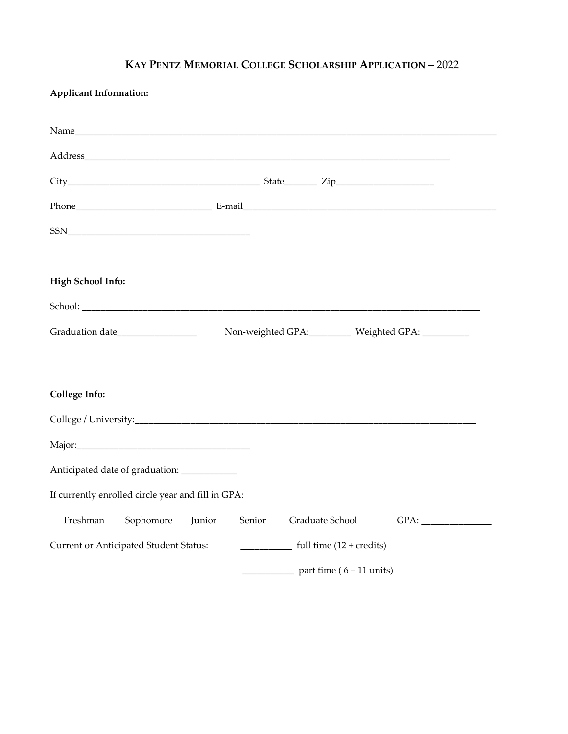# KAY PENTZ MEMORIAL COLLEGE SCHOLARSHIP APPLICATION – 2022

**Applicant Information:**

Name_______________________________________________________________________________

Address____________________________________________________________________

City____________________________________ State______ Zip__________________

Phone___________________________ E-mail_______________________________________________

SSN___________________________________

**High School Info:**

School: ________________________________________________________________________________

Graduation date________________ Non-weighted GPA:________ Weighted GPA: _________

**College Info:**

College / University:________________________________________________________________

Major:__________________________________

Anticipated date of graduation: ___________

If currently enrolled circle year and fill in GPA:

Freshman Sophomore Junior Senior Graduate School GPA: ______________

Current or Anticipated Student Status: __________ full time (12 + credits)

__________ part time ( 6 – 11 units)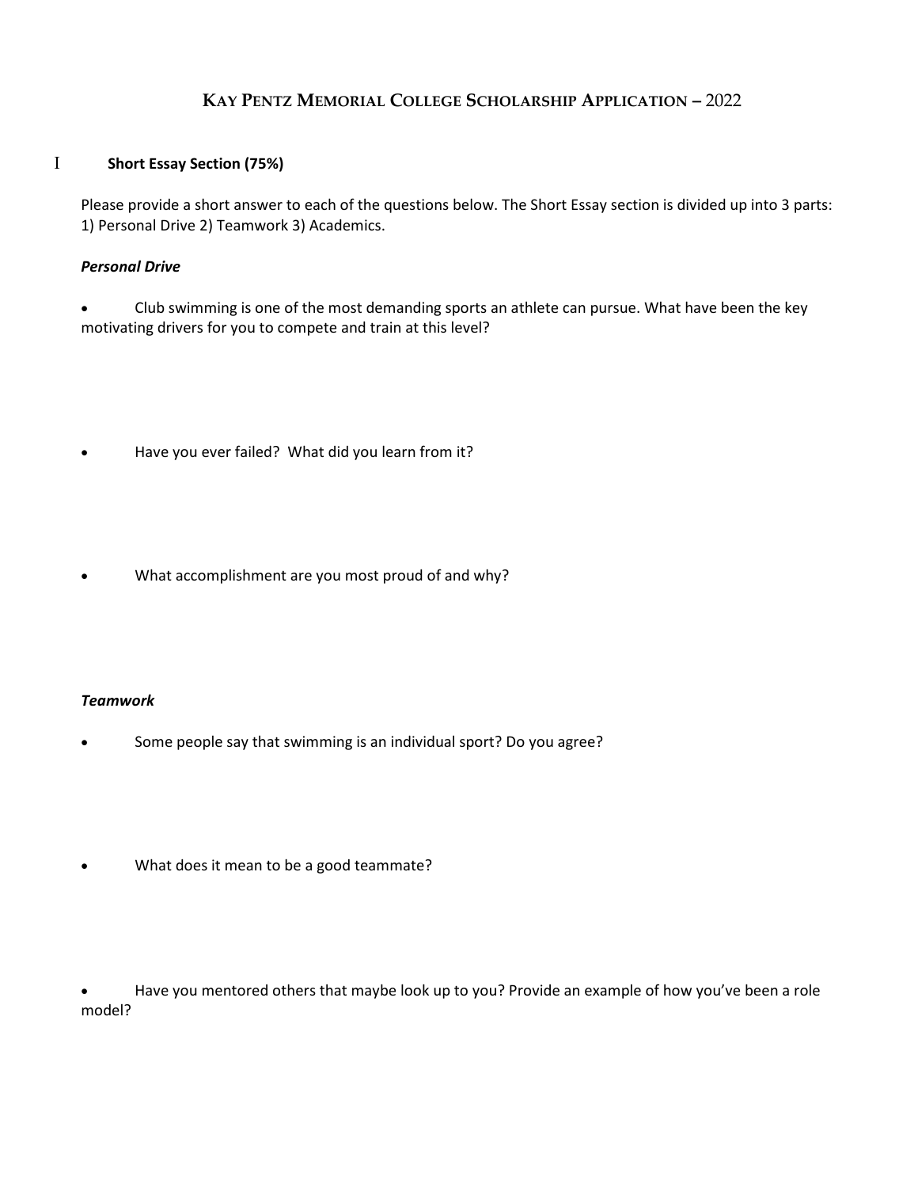# Kay Pentz Memorial College Scholarship Application – 2022

## I Short Essay Section (75%)

Please provide a short answer to each of the questions below. The Short Essay section is divided up into 3 parts: 1) Personal Drive 2) Teamwork 3) Academics.

### *Personal Drive*

- Club swimming is one of the most demanding sports an athlete can pursue. What have been the key motivating drivers for you to compete and train at this level?

- Have you ever failed? What did you learn from it?

- What accomplishment are you most proud of and why?

### *Teamwork*

- Some people say that swimming is an individual sport? Do you agree?

- What does it mean to be a good teammate?

- Have you mentored others that maybe look up to you? Provide an example of how you've been a role model?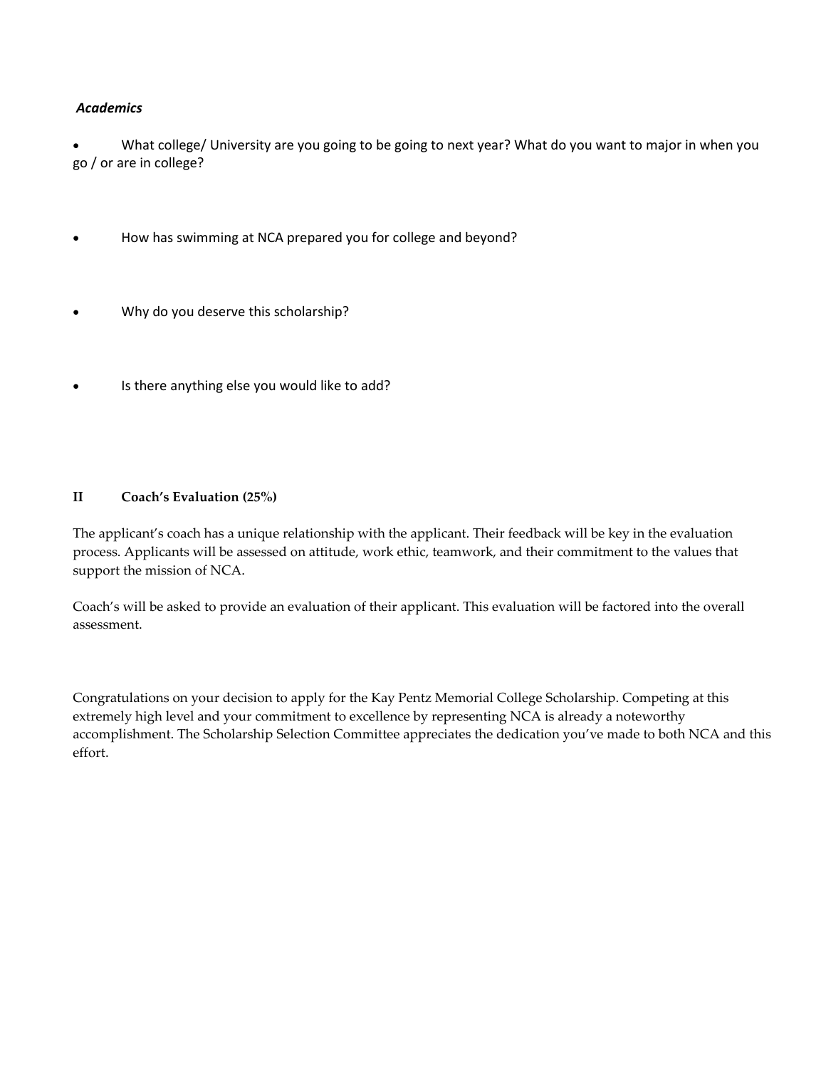***Academics***

- What college/ University are you going to be going to next year? What do you want to major in when you go / or are in college?

- How has swimming at NCA prepared you for college and beyond?

- Why do you deserve this scholarship?

- Is there anything else you would like to add?

## II Coach's Evaluation (25%)

The applicant's coach has a unique relationship with the applicant. Their feedback will be key in the evaluation process. Applicants will be assessed on attitude, work ethic, teamwork, and their commitment to the values that support the mission of NCA.

Coach's will be asked to provide an evaluation of their applicant. This evaluation will be factored into the overall assessment.

Congratulations on your decision to apply for the Kay Pentz Memorial College Scholarship. Competing at this extremely high level and your commitment to excellence by representing NCA is already a noteworthy accomplishment. The Scholarship Selection Committee appreciates the dedication you've made to both NCA and this effort.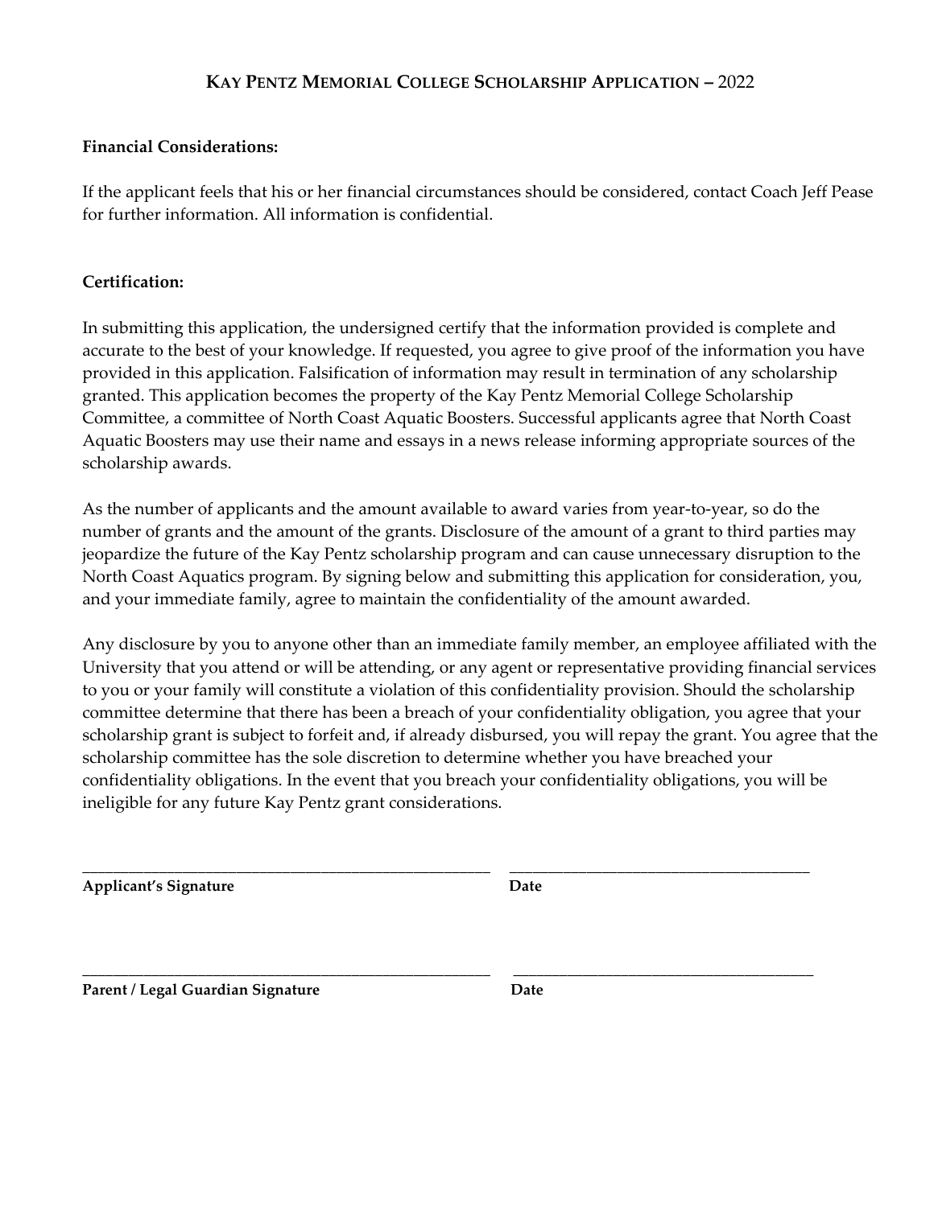# Kay Pentz Memorial College Scholarship Application – 2022

**Financial Considerations:**

If the applicant feels that his or her financial circumstances should be considered, contact Coach Jeff Pease for further information. All information is confidential.

**Certification:**

In submitting this application, the undersigned certify that the information provided is complete and accurate to the best of your knowledge. If requested, you agree to give proof of the information you have provided in this application. Falsification of information may result in termination of any scholarship granted. This application becomes the property of the Kay Pentz Memorial College Scholarship Committee, a committee of North Coast Aquatic Boosters. Successful applicants agree that North Coast Aquatic Boosters may use their name and essays in a news release informing appropriate sources of the scholarship awards.

As the number of applicants and the amount available to award varies from year-to-year, so do the number of grants and the amount of the grants. Disclosure of the amount of a grant to third parties may jeopardize the future of the Kay Pentz scholarship program and can cause unnecessary disruption to the North Coast Aquatics program. By signing below and submitting this application for consideration, you, and your immediate family, agree to maintain the confidentiality of the amount awarded.

Any disclosure by you to anyone other than an immediate family member, an employee affiliated with the University that you attend or will be attending, or any agent or representative providing financial services to you or your family will constitute a violation of this confidentiality provision. Should the scholarship committee determine that there has been a breach of your confidentiality obligation, you agree that your scholarship grant is subject to forfeit and, if already disbursed, you will repay the grant. You agree that the scholarship committee has the sole discretion to determine whether you have breached your confidentiality obligations. In the event that you breach your confidentiality obligations, you will be ineligible for any future Kay Pentz grant considerations.

_____________________________________________ _________________________________

**Applicant's Signature** **Date**

_____________________________________________ _________________________________

**Parent / Legal Guardian Signature** **Date**